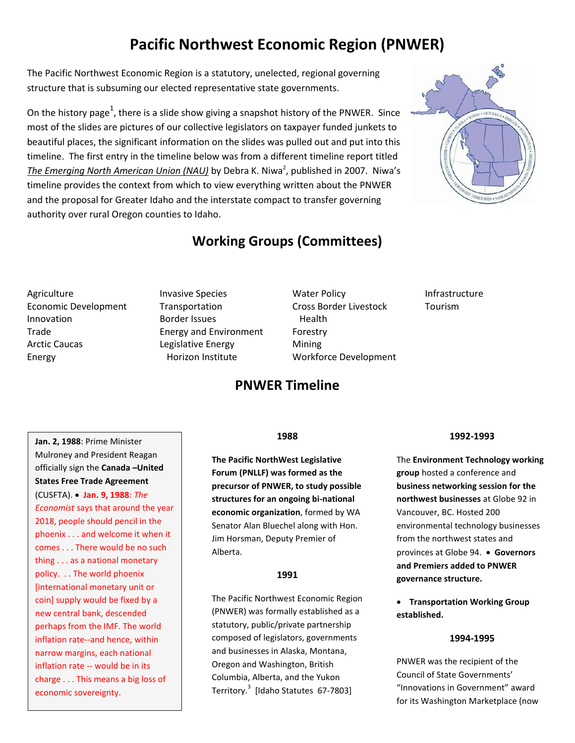# Pacific Northwest Economic Region (PNWER)

The Pacific Northwest Economic Region is a statutory, unelected, regional governing structure that is subsuming our elected representative state governments.

On the history page[1], there is a slide show giving a snapshot history of the PNWER. Since most of the slides are pictures of our collective legislators on taxpayer funded junkets to beautiful places, the significant information on the slides was pulled out and put into this timeline. The first entry in the timeline below was from a different timeline report titled *The Emerging North American Union (NAU)* by Debra K. Niwa[2], published in 2007. Niwa's timeline provides the context from which to view everything written about the PNWER and the proposal for Greater Idaho and the interstate compact to transfer governing authority over rural Oregon counties to Idaho.

## Working Groups (Committees)

- Agriculture
- Economic Development
- Innovation
- Trade
- Arctic Caucas
- Energy
- Invasive Species
- Transportation
- Border Issues
- Energy and Environment
- Legislative Energy Horizon Institute
- Water Policy
- Cross Border Livestock Health
- Forestry
- Mining
- Workforce Development
- Infrastructure
- Tourism

## PNWER Timeline

**Jan. 2, 1988**: Prime Minister Mulroney and President Reagan officially sign the **Canada –United States Free Trade Agreement** (CUSFTA). • **Jan. 9, 1988**: *The Economist* says that around the year 2018, people should pencil in the phoenix . . . and welcome it when it comes . . . There would be no such thing . . . as a national monetary policy. . . The world phoenix [international monetary unit or coin] supply would be fixed by a new central bank, descended perhaps from the IMF. The world inflation rate--and hence, within narrow margins, each national inflation rate -- would be in its charge . . . This means a big loss of economic sovereignty.

### 1988

**The Pacific NorthWest Legislative Forum (PNLLF) was formed as the precursor of PNWER, to study possible structures for an ongoing bi-national economic organization**, formed by WA Senator Alan Bluechel along with Hon. Jim Horsman, Deputy Premier of Alberta.

### 1991

The Pacific Northwest Economic Region (PNWER) was formally established as a statutory, public/private partnership composed of legislators, governments and businesses in Alaska, Montana, Oregon and Washington, British Columbia, Alberta, and the Yukon Territory.[3] [Idaho Statutes 67-7803]

### 1992-1993

The **Environment Technology working group** hosted a conference and **business networking session for the northwest businesses** at Globe 92 in Vancouver, BC. Hosted 200 environmental technology businesses from the northwest states and provinces at Globe 94. • **Governors and Premiers added to PNWER governance structure.**

- **Transportation Working Group established.**

### 1994-1995

PNWER was the recipient of the Council of State Governments' "Innovations in Government" award for its Washington Marketplace (now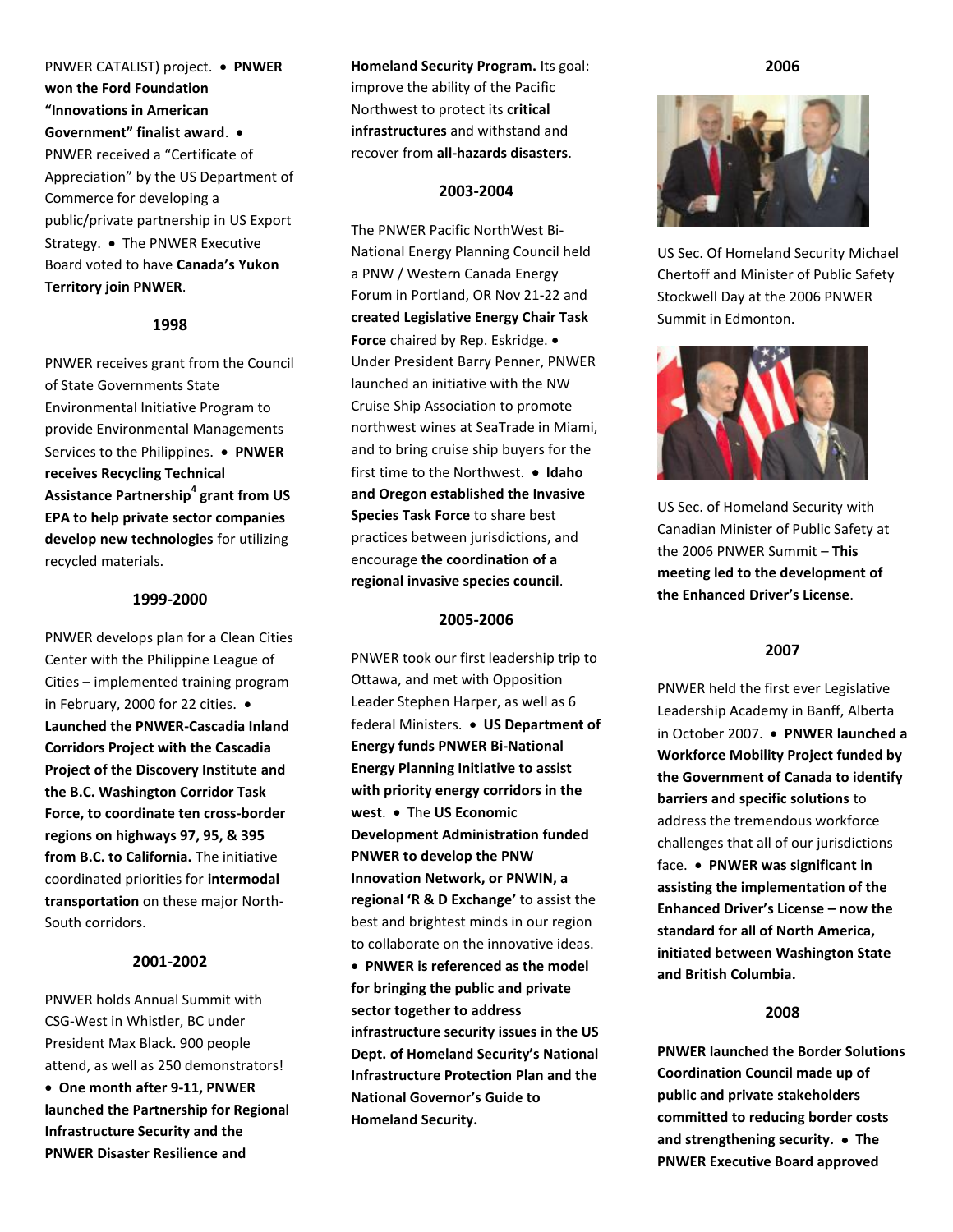PNWER CATALIST) project. • **PNWER won the Ford Foundation "Innovations in American Government" finalist award**. • PNWER received a "Certificate of Appreciation" by the US Department of Commerce for developing a public/private partnership in US Export Strategy. • The PNWER Executive Board voted to have **Canada's Yukon Territory join PNWER**.

### 1998

PNWER receives grant from the Council of State Governments State Environmental Initiative Program to provide Environmental Managements Services to the Philippines. • **PNWER receives Recycling Technical Assistance Partnership[4] grant from US EPA to help private sector companies develop new technologies** for utilizing recycled materials.

### 1999-2000

PNWER develops plan for a Clean Cities Center with the Philippine League of Cities – implemented training program in February, 2000 for 22 cities. • **Launched the PNWER-Cascadia Inland Corridors Project with the Cascadia Project of the Discovery Institute and the B.C. Washington Corridor Task Force, to coordinate ten cross-border regions on highways 97, 95, & 395 from B.C. to California.** The initiative coordinated priorities for **intermodal transportation** on these major North-South corridors.

### 2001-2002

PNWER holds Annual Summit with CSG-West in Whistler, BC under President Max Black. 900 people attend, as well as 250 demonstrators! • **One month after 9-11, PNWER launched the Partnership for Regional Infrastructure Security and the PNWER Disaster Resilience and Homeland Security Program.** Its goal: improve the ability of the Pacific Northwest to protect its **critical infrastructures** and withstand and recover from **all-hazards disasters**.

### 2003-2004

The PNWER Pacific NorthWest Bi-National Energy Planning Council held a PNW / Western Canada Energy Forum in Portland, OR Nov 21-22 and **created Legislative Energy Chair Task Force** chaired by Rep. Eskridge. • Under President Barry Penner, PNWER launched an initiative with the NW Cruise Ship Association to promote northwest wines at SeaTrade in Miami, and to bring cruise ship buyers for the first time to the Northwest. • **Idaho and Oregon established the Invasive Species Task Force** to share best practices between jurisdictions, and encourage **the coordination of a regional invasive species council**.

### 2005-2006

PNWER took our first leadership trip to Ottawa, and met with Opposition Leader Stephen Harper, as well as 6 federal Ministers. • **US Department of Energy funds PNWER Bi-National Energy Planning Initiative to assist with priority energy corridors in the west**. • The **US Economic Development Administration funded PNWER to develop the PNW Innovation Network, or PNWIN, a regional 'R & D Exchange'** to assist the best and brightest minds in our region to collaborate on the innovative ideas. • **PNWER is referenced as the model for bringing the public and private sector together to address infrastructure security issues in the US Dept. of Homeland Security's National Infrastructure Protection Plan and the National Governor's Guide to Homeland Security.**

### 2006

US Sec. Of Homeland Security Michael Chertoff and Minister of Public Safety Stockwell Day at the 2006 PNWER Summit in Edmonton.

US Sec. of Homeland Security with Canadian Minister of Public Safety at the 2006 PNWER Summit – **This meeting led to the development of the Enhanced Driver's License**.

### 2007

PNWER held the first ever Legislative Leadership Academy in Banff, Alberta in October 2007. • **PNWER launched a Workforce Mobility Project funded by the Government of Canada to identify barriers and specific solutions** to address the tremendous workforce challenges that all of our jurisdictions face. • **PNWER was significant in assisting the implementation of the Enhanced Driver's License – now the standard for all of North America, initiated between Washington State and British Columbia.**

### 2008

**PNWER launched the Border Solutions Coordination Council made up of public and private stakeholders committed to reducing border costs and strengthening security.** • **The PNWER Executive Board approved**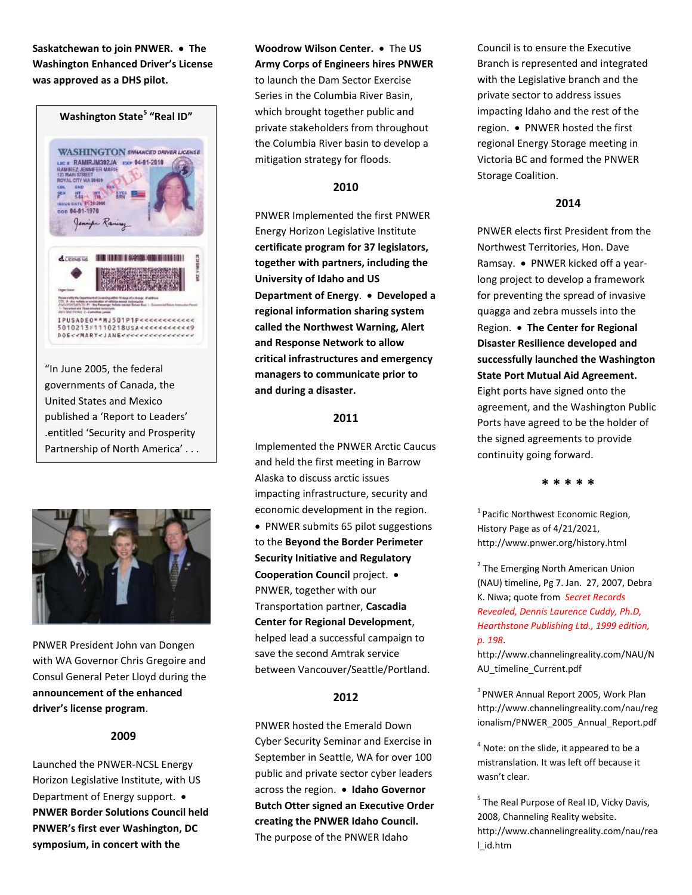**Saskatchewan to join PNWER.** • **The Washington Enhanced Driver's License was approved as a DHS pilot.**

**Washington State[5] "Real ID"**

"In June 2005, the federal governments of Canada, the United States and Mexico published a 'Report to Leaders' .entitled 'Security and Prosperity Partnership of North America' . . .

PNWER President John van Dongen with WA Governor Chris Gregoire and Consul General Peter Lloyd during the **announcement of the enhanced driver's license program**.

## 2009

Launched the PNWER-NCSL Energy Horizon Legislative Institute, with US Department of Energy support. • **PNWER Border Solutions Council held PNWER's first ever Washington, DC symposium, in concert with the Woodrow Wilson Center.** • The **US Army Corps of Engineers hires PNWER** to launch the Dam Sector Exercise Series in the Columbia River Basin, which brought together public and private stakeholders from throughout the Columbia River basin to develop a mitigation strategy for floods.

## 2010

PNWER Implemented the first PNWER Energy Horizon Legislative Institute **certificate program for 37 legislators, together with partners, including the University of Idaho and US Department of Energy**. • **Developed a regional information sharing system called the Northwest Warning, Alert and Response Network to allow critical infrastructures and emergency managers to communicate prior to and during a disaster.**

## 2011

Implemented the PNWER Arctic Caucus and held the first meeting in Barrow Alaska to discuss arctic issues impacting infrastructure, security and economic development in the region. • PNWER submits 65 pilot suggestions to the **Beyond the Border Perimeter Security Initiative and Regulatory Cooperation Council** project. • PNWER, together with our Transportation partner, **Cascadia Center for Regional Development**, helped lead a successful campaign to save the second Amtrak service between Vancouver/Seattle/Portland.

## 2012

PNWER hosted the Emerald Down Cyber Security Seminar and Exercise in September in Seattle, WA for over 100 public and private sector cyber leaders across the region. • **Idaho Governor Butch Otter signed an Executive Order creating the PNWER Idaho Council.** The purpose of the PNWER Idaho Council is to ensure the Executive Branch is represented and integrated with the Legislative branch and the private sector to address issues impacting Idaho and the rest of the region. • PNWER hosted the first regional Energy Storage meeting in Victoria BC and formed the PNWER Storage Coalition.

## 2014

PNWER elects first President from the Northwest Territories, Hon. Dave Ramsay. • PNWER kicked off a year-long project to develop a framework for preventing the spread of invasive quagga and zebra mussels into the Region. • **The Center for Regional Disaster Resilience developed and successfully launched the Washington State Port Mutual Aid Agreement.** Eight ports have signed onto the agreement, and the Washington Public Ports have agreed to be the holder of the signed agreements to provide continuity going forward.

\* \* \* \* \*

[1] Pacific Northwest Economic Region, History Page as of 4/21/2021, http://www.pnwer.org/history.html

[2] The Emerging North American Union (NAU) timeline, Pg 7. Jan. 27, 2007, Debra K. Niwa; quote from *Secret Records Revealed, Dennis Laurence Cuddy, Ph.D, Hearthstone Publishing Ltd., 1999 edition, p. 198*. http://www.channelingreality.com/NAU/NAU_timeline_Current.pdf

[3] PNWER Annual Report 2005, Work Plan http://www.channelingreality.com/nau/regionalism/PNWER_2005_Annual_Report.pdf

[4] Note: on the slide, it appeared to be a mistranslation. It was left off because it wasn't clear.

[5] The Real Purpose of Real ID, Vicky Davis, 2008, Channeling Reality website. http://www.channelingreality.com/nau/real_id.htm